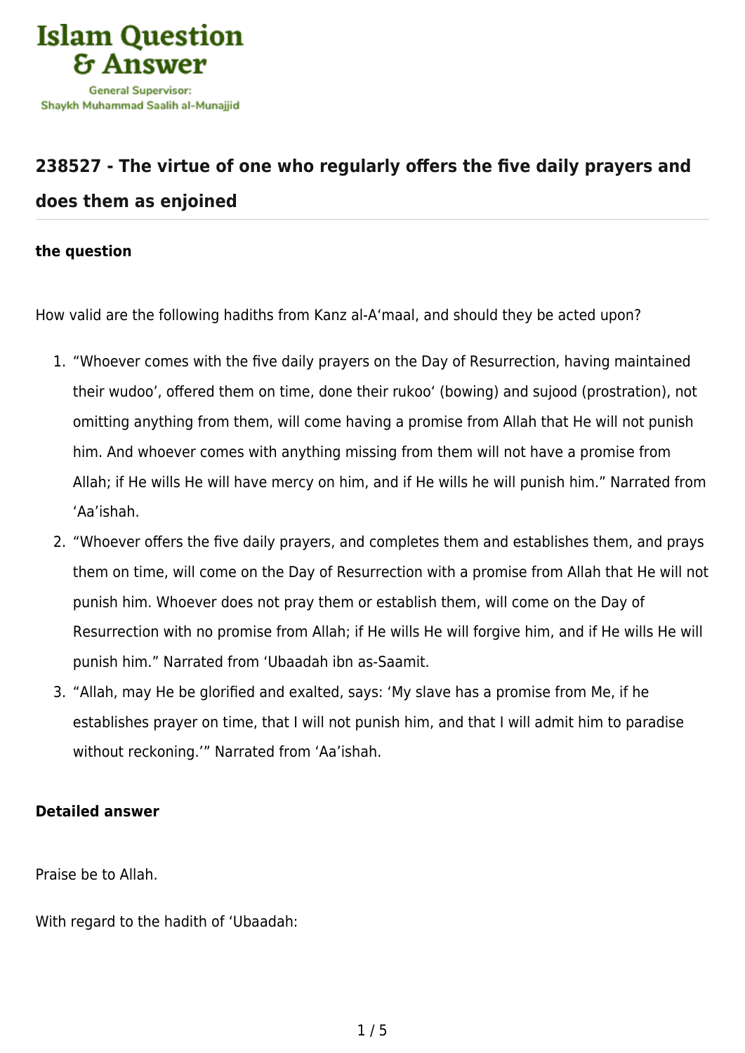Islam Question & Answer

General Supervisor: Shaykh Muhammad Saalih al-Munajjid

## 238527 - The virtue of one who regularly offers the five daily prayers and does them as enjoined

**the question**

How valid are the following hadiths from Kanz al-A‘maal, and should they be acted upon?

1. “Whoever comes with the five daily prayers on the Day of Resurrection, having maintained their wudoo’, offered them on time, done their rukoo‘ (bowing) and sujood (prostration), not omitting anything from them, will come having a promise from Allah that He will not punish him. And whoever comes with anything missing from them will not have a promise from Allah; if He wills He will have mercy on him, and if He wills he will punish him.” Narrated from ‘Aa’ishah.
2. “Whoever offers the five daily prayers, and completes them and establishes them, and prays them on time, will come on the Day of Resurrection with a promise from Allah that He will not punish him. Whoever does not pray them or establish them, will come on the Day of Resurrection with no promise from Allah; if He wills He will forgive him, and if He wills He will punish him.” Narrated from ‘Ubaadah ibn as-Saamit.
3. “Allah, may He be glorified and exalted, says: ‘My slave has a promise from Me, if he establishes prayer on time, that I will not punish him, and that I will admit him to paradise without reckoning.’” Narrated from ‘Aa’ishah.

**Detailed answer**

Praise be to Allah.

With regard to the hadith of ‘Ubaadah: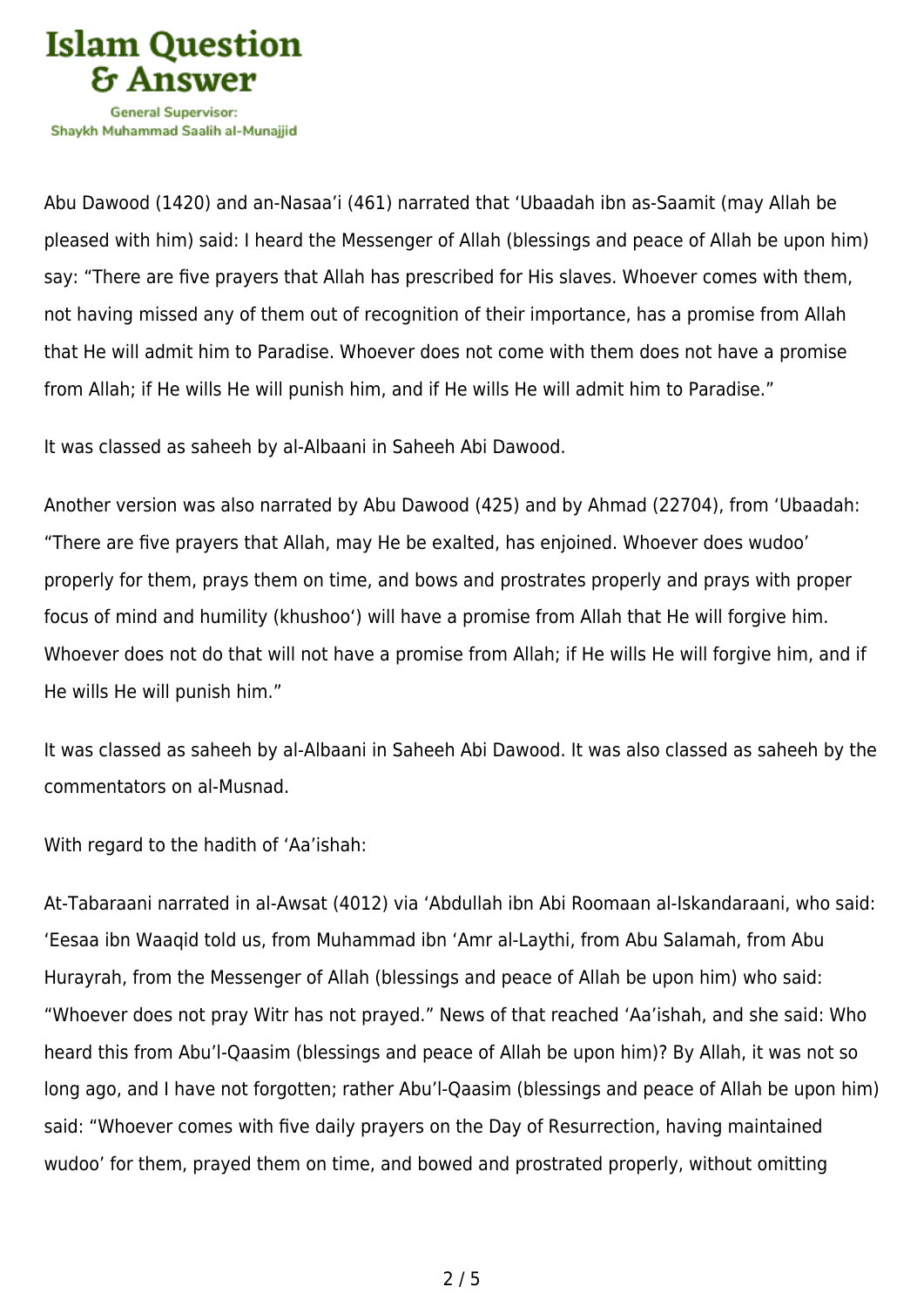Abu Dawood (1420) and an-Nasaa'i (461) narrated that 'Ubaadah ibn as-Saamit (may Allah be pleased with him) said: I heard the Messenger of Allah (blessings and peace of Allah be upon him) say: "There are five prayers that Allah has prescribed for His slaves. Whoever comes with them, not having missed any of them out of recognition of their importance, has a promise from Allah that He will admit him to Paradise. Whoever does not come with them does not have a promise from Allah; if He wills He will punish him, and if He wills He will admit him to Paradise."

It was classed as saheeh by al-Albaani in Saheeh Abi Dawood.

Another version was also narrated by Abu Dawood (425) and by Ahmad (22704), from 'Ubaadah: "There are five prayers that Allah, may He be exalted, has enjoined. Whoever does wudoo' properly for them, prays them on time, and bows and prostrates properly and prays with proper focus of mind and humility (khushoo') will have a promise from Allah that He will forgive him. Whoever does not do that will not have a promise from Allah; if He wills He will forgive him, and if He wills He will punish him."

It was classed as saheeh by al-Albaani in Saheeh Abi Dawood. It was also classed as saheeh by the commentators on al-Musnad.

With regard to the hadith of 'Aa'ishah:

At-Tabaraani narrated in al-Awsat (4012) via 'Abdullah ibn Abi Roomaan al-Iskandaraani, who said: 'Eesaa ibn Waaqid told us, from Muhammad ibn 'Amr al-Laythi, from Abu Salamah, from Abu Hurayrah, from the Messenger of Allah (blessings and peace of Allah be upon him) who said: "Whoever does not pray Witr has not prayed." News of that reached 'Aa'ishah, and she said: Who heard this from Abu'l-Qaasim (blessings and peace of Allah be upon him)? By Allah, it was not so long ago, and I have not forgotten; rather Abu'l-Qaasim (blessings and peace of Allah be upon him) said: "Whoever comes with five daily prayers on the Day of Resurrection, having maintained wudoo' for them, prayed them on time, and bowed and prostrated properly, without omitting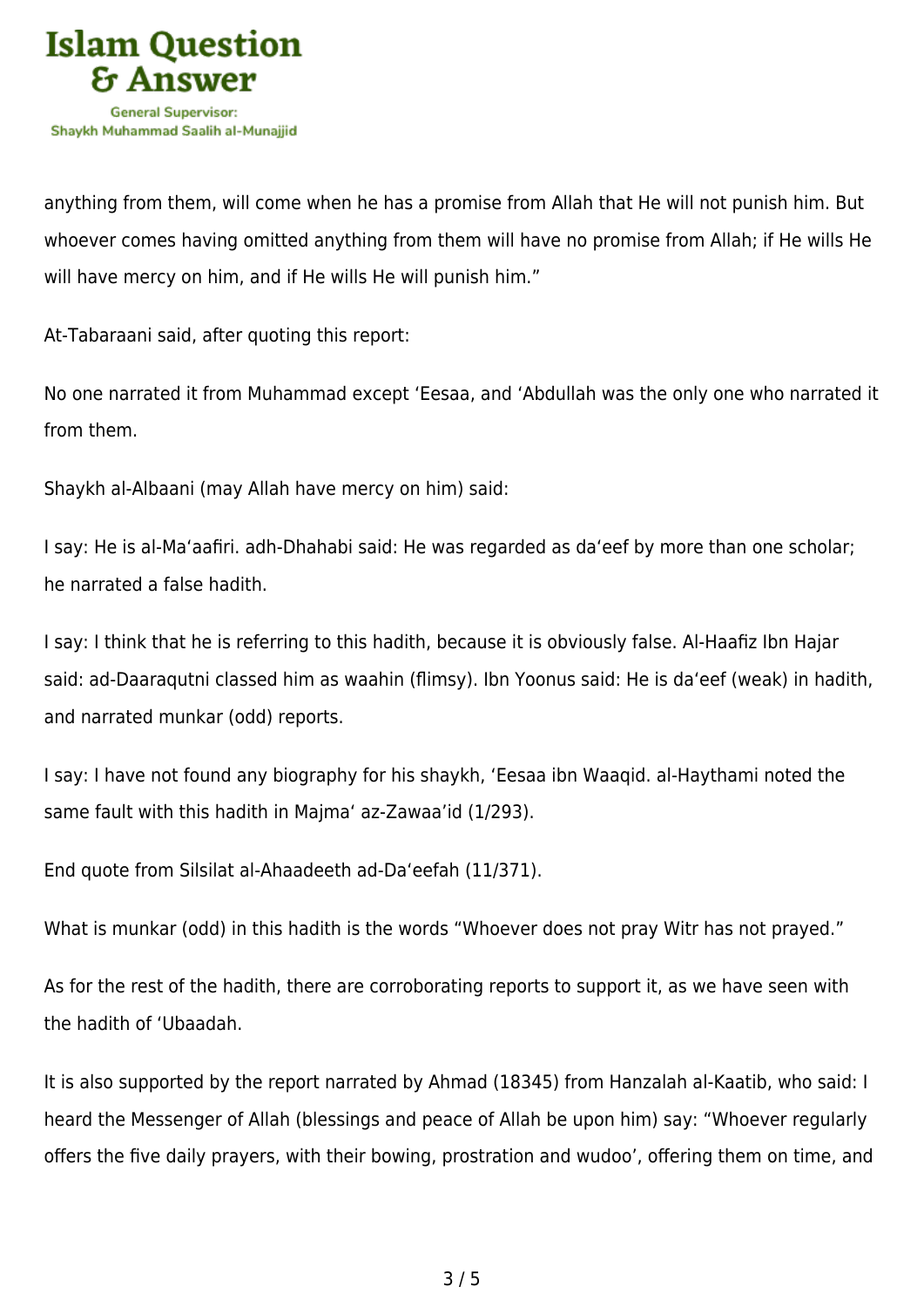anything from them, will come when he has a promise from Allah that He will not punish him. But whoever comes having omitted anything from them will have no promise from Allah; if He wills He will have mercy on him, and if He wills He will punish him."

At-Tabaraani said, after quoting this report:

No one narrated it from Muhammad except 'Eesaa, and 'Abdullah was the only one who narrated it from them.

Shaykh al-Albaani (may Allah have mercy on him) said:

I say: He is al-Ma'aafiri. adh-Dhahabi said: He was regarded as da'eef by more than one scholar; he narrated a false hadith.

I say: I think that he is referring to this hadith, because it is obviously false. Al-Haafiz Ibn Hajar said: ad-Daaraqutni classed him as waahin (flimsy). Ibn Yoonus said: He is da'eef (weak) in hadith, and narrated munkar (odd) reports.

I say: I have not found any biography for his shaykh, 'Eesaa ibn Waaqid. al-Haythami noted the same fault with this hadith in Majma' az-Zawaa'id (1/293).

End quote from Silsilat al-Ahaadeeth ad-Da'eefah (11/371).

What is munkar (odd) in this hadith is the words "Whoever does not pray Witr has not prayed."

As for the rest of the hadith, there are corroborating reports to support it, as we have seen with the hadith of 'Ubaadah.

It is also supported by the report narrated by Ahmad (18345) from Hanzalah al-Kaatib, who said: I heard the Messenger of Allah (blessings and peace of Allah be upon him) say: "Whoever regularly offers the five daily prayers, with their bowing, prostration and wudoo', offering them on time, and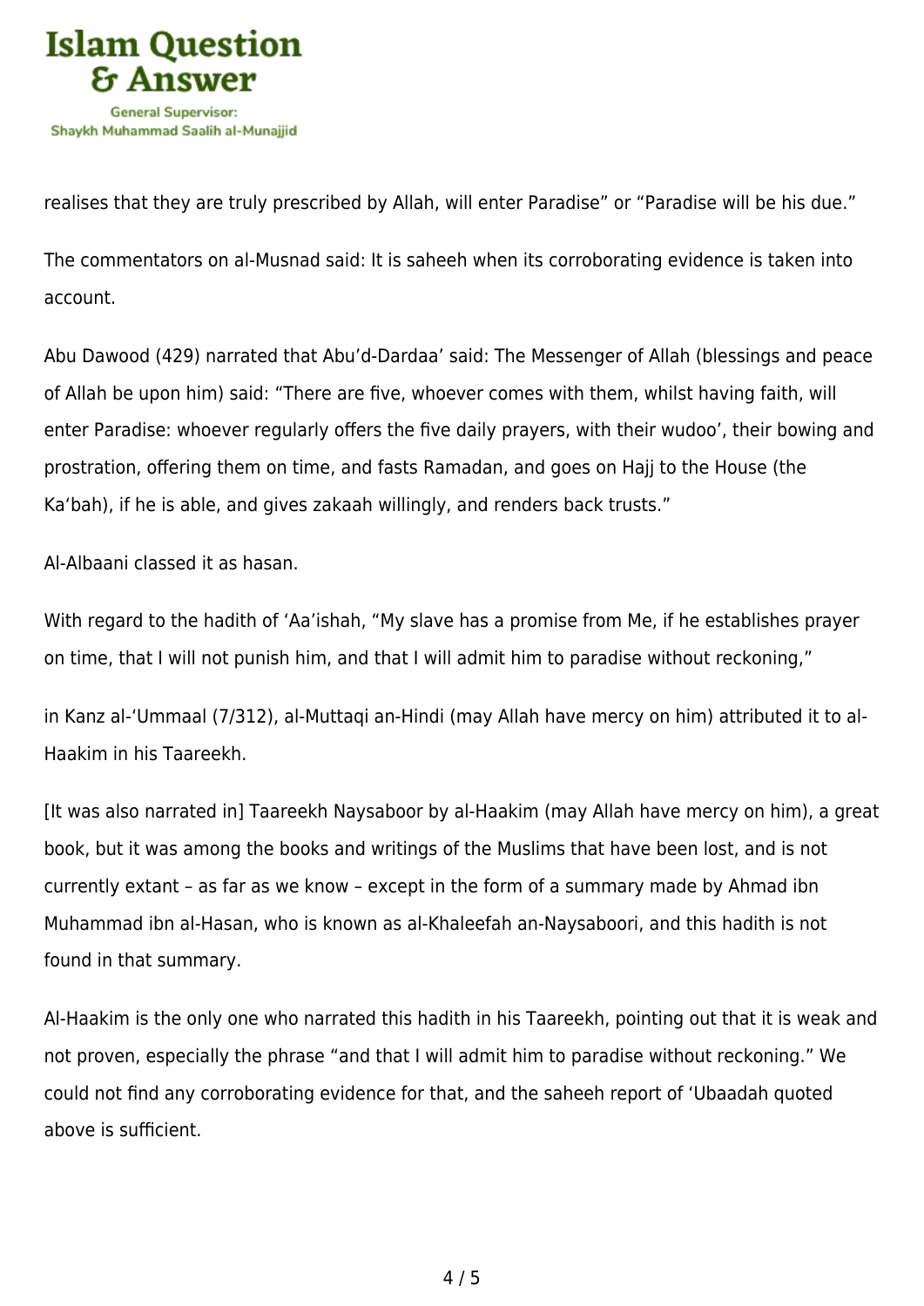realises that they are truly prescribed by Allah, will enter Paradise" or "Paradise will be his due."

The commentators on al-Musnad said: It is saheeh when its corroborating evidence is taken into account.

Abu Dawood (429) narrated that Abu'd-Dardaa' said: The Messenger of Allah (blessings and peace of Allah be upon him) said: "There are five, whoever comes with them, whilst having faith, will enter Paradise: whoever regularly offers the five daily prayers, with their wudoo', their bowing and prostration, offering them on time, and fasts Ramadan, and goes on Hajj to the House (the Ka'bah), if he is able, and gives zakaah willingly, and renders back trusts."

Al-Albaani classed it as hasan.

With regard to the hadith of 'Aa'ishah, "My slave has a promise from Me, if he establishes prayer on time, that I will not punish him, and that I will admit him to paradise without reckoning,"

in Kanz al-'Ummaal (7/312), al-Muttaqi an-Hindi (may Allah have mercy on him) attributed it to al-Haakim in his Taareekh.

[It was also narrated in] Taareekh Naysaboor by al-Haakim (may Allah have mercy on him), a great book, but it was among the books and writings of the Muslims that have been lost, and is not currently extant – as far as we know – except in the form of a summary made by Ahmad ibn Muhammad ibn al-Hasan, who is known as al-Khaleefah an-Naysaboori, and this hadith is not found in that summary.

Al-Haakim is the only one who narrated this hadith in his Taareekh, pointing out that it is weak and not proven, especially the phrase "and that I will admit him to paradise without reckoning." We could not find any corroborating evidence for that, and the saheeh report of 'Ubaadah quoted above is sufficient.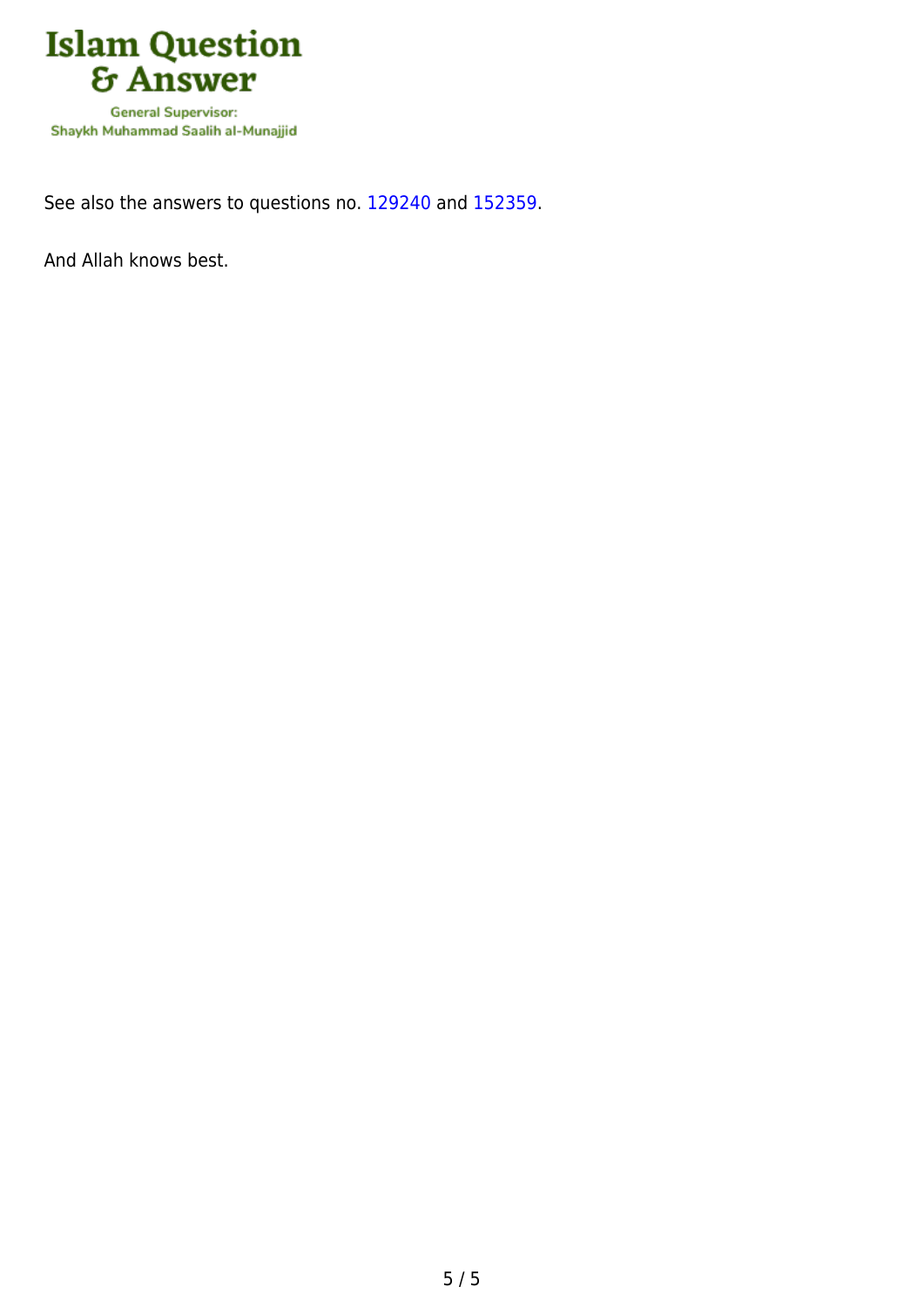See also the answers to questions no. 129240 and 152359.

And Allah knows best.